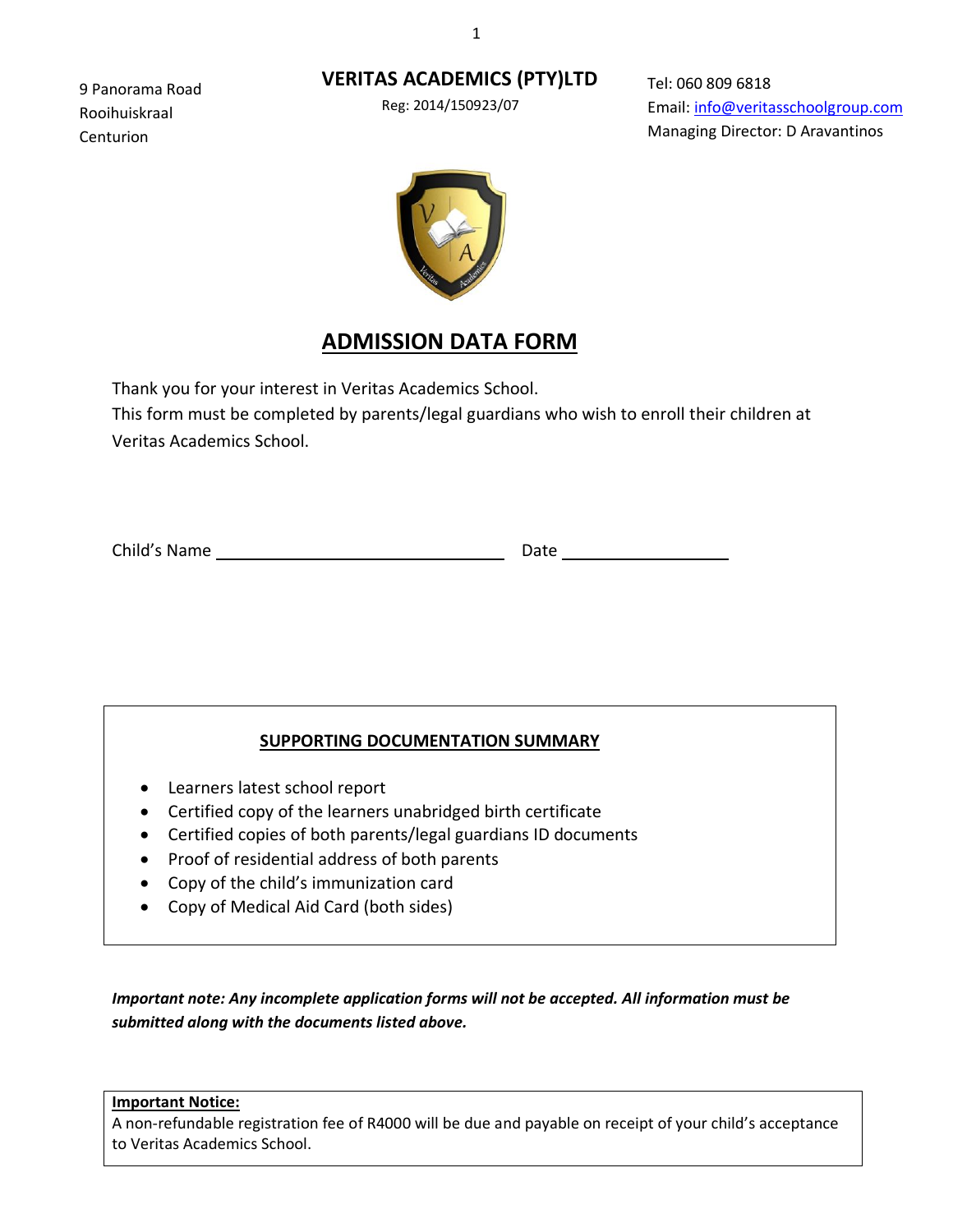9 Panorama Road
Rooihuiskraal
Centurion

**VERITAS ACADEMICS (PTY)LTD**

Reg: 2014/150923/07

Tel: 060 809 6818
Email: info@veritasschoolgroup.com
Managing Director: D Aravantinos

# ADMISSION DATA FORM

Thank you for your interest in Veritas Academics School.
This form must be completed by parents/legal guardians who wish to enroll their children at Veritas Academics School.

Child's Name ______________________________ Date __________________

## SUPPORTING DOCUMENTATION SUMMARY

- Learners latest school report
- Certified copy of the learners unabridged birth certificate
- Certified copies of both parents/legal guardians ID documents
- Proof of residential address of both parents
- Copy of the child's immunization card
- Copy of Medical Aid Card (both sides)

***Important note: Any incomplete application forms will not be accepted. All information must be submitted along with the documents listed above.***

**Important Notice:**
A non-refundable registration fee of R4000 will be due and payable on receipt of your child's acceptance to Veritas Academics School.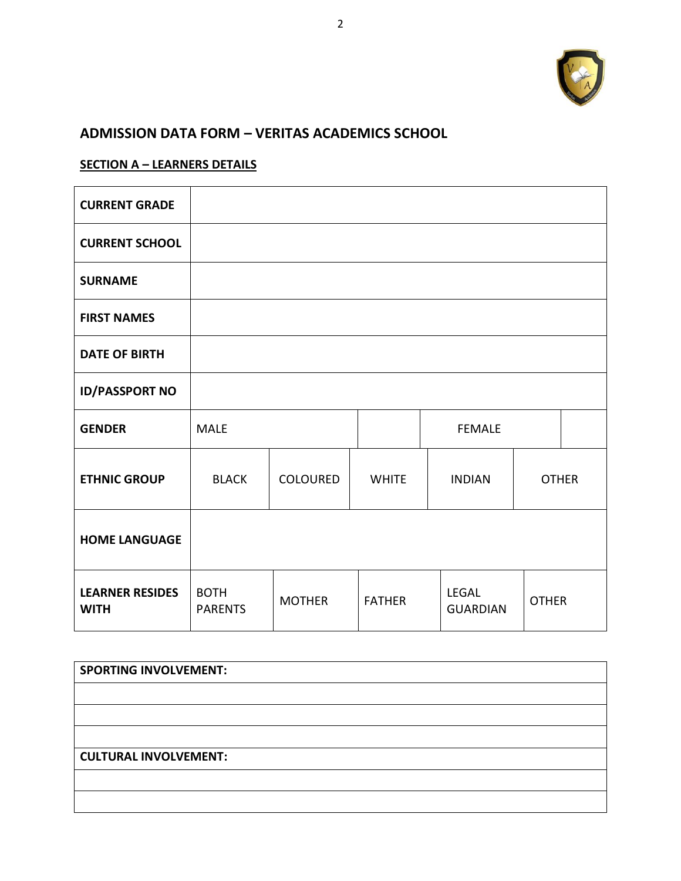## ADMISSION DATA FORM – VERITAS ACADEMICS SCHOOL

### SECTION A – LEARNERS DETAILS

| | | | | | |
|---|---|---|---|---|---|
| **CURRENT GRADE** | | | | | |
| **CURRENT SCHOOL** | | | | | |
| **SURNAME** | | | | | |
| **FIRST NAMES** | | | | | |
| **DATE OF BIRTH** | | | | | |
| **ID/PASSPORT NO** | | | | | |
| **GENDER** | MALE | | FEMALE | | |
| **ETHNIC GROUP** | BLACK | COLOURED | WHITE | INDIAN | OTHER |
| **HOME LANGUAGE** | | | | | |
| **LEARNER RESIDES WITH** | BOTH PARENTS | MOTHER | FATHER | LEGAL GUARDIAN | OTHER |

| **SPORTING INVOLVEMENT:** |
|---|
| |
| |
| |
| **CULTURAL INVOLVEMENT:** |
| |
| |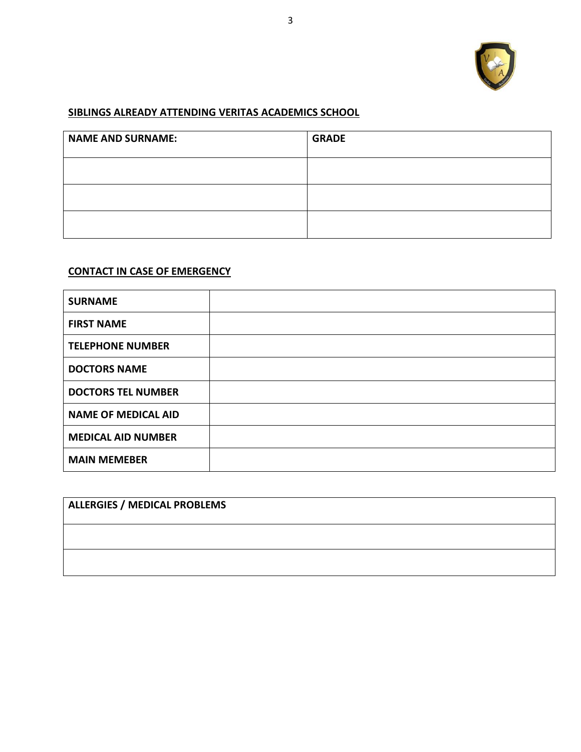## SIBLINGS ALREADY ATTENDING VERITAS ACADEMICS SCHOOL

| NAME AND SURNAME: | GRADE |
|---|---|
| | |
| | |
| | |

## CONTACT IN CASE OF EMERGENCY

| | |
|---|---|
| **SURNAME** | |
| **FIRST NAME** | |
| **TELEPHONE NUMBER** | |
| **DOCTORS NAME** | |
| **DOCTORS TEL NUMBER** | |
| **NAME OF MEDICAL AID** | |
| **MEDICAL AID NUMBER** | |
| **MAIN MEMEBER** | |

| ALLERGIES / MEDICAL PROBLEMS |
|---|
| |
| |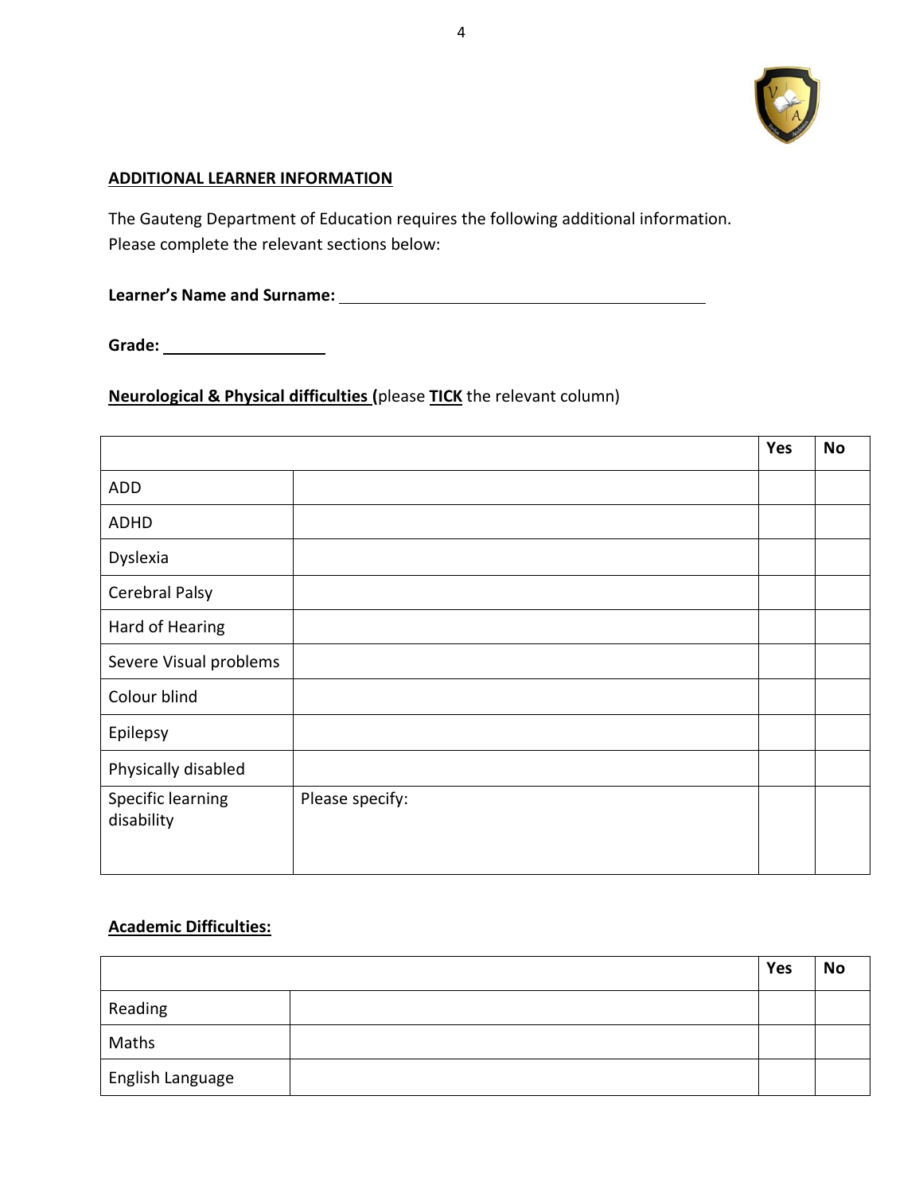**ADDITIONAL LEARNER INFORMATION**

The Gauteng Department of Education requires the following additional information.
Please complete the relevant sections below:

**Learner's Name and Surname:** ____________________________________________

**Grade:** ____________________

**Neurological & Physical difficulties** (please **TICK** the relevant column)

| | | Yes | No |
|---|---|---|---|
| ADD | | | |
| ADHD | | | |
| Dyslexia | | | |
| Cerebral Palsy | | | |
| Hard of Hearing | | | |
| Severe Visual problems | | | |
| Colour blind | | | |
| Epilepsy | | | |
| Physically disabled | | | |
| Specific learning disability | Please specify: | | |

**Academic Difficulties:**

| | | Yes | No |
|---|---|---|---|
| Reading | | | |
| Maths | | | |
| English Language | | | |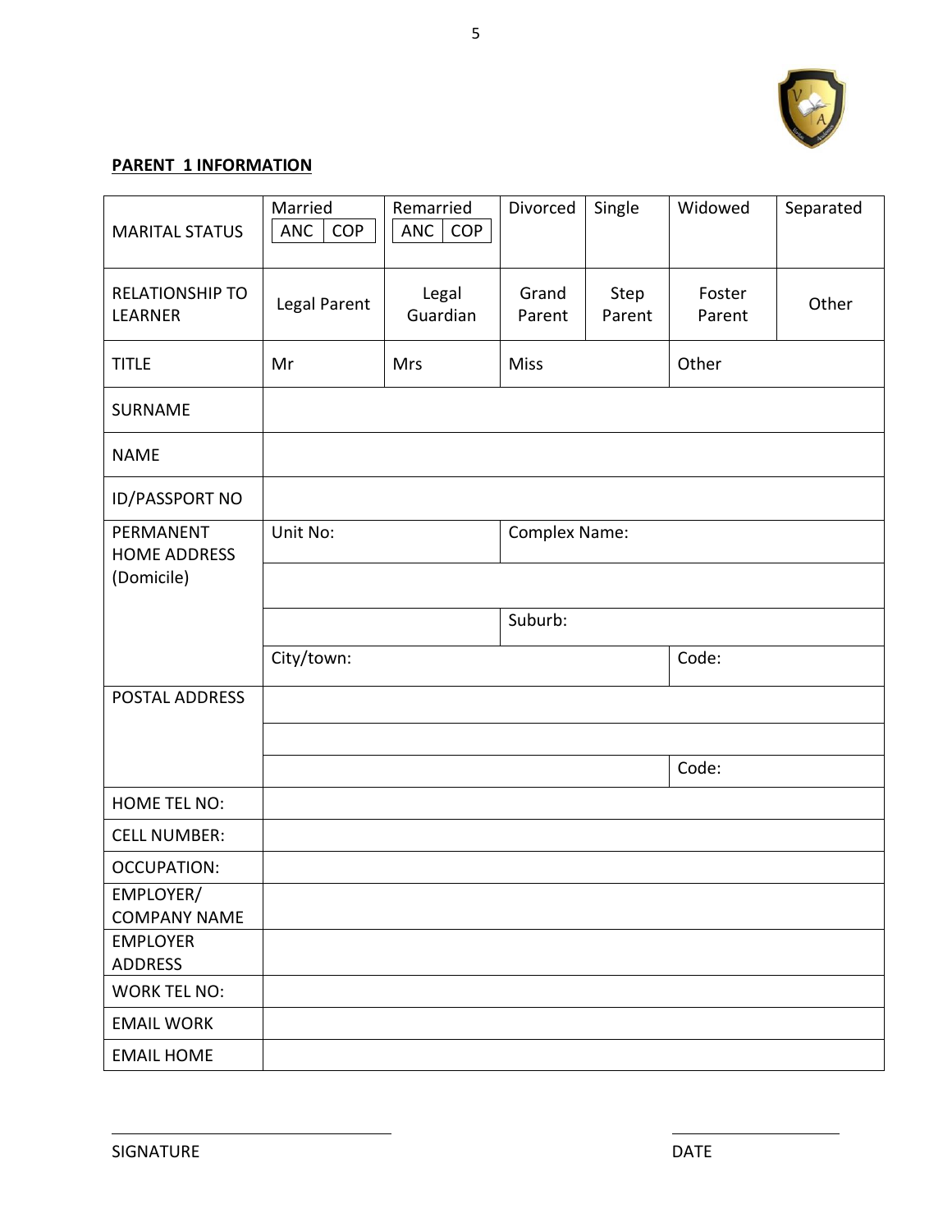**PARENT 1 INFORMATION**

| MARITAL STATUS | Married (ANC / COP) | Remarried (ANC / COP) | Divorced | Single | Widowed | Separated |
|---|---|---|---|---|---|---|
| RELATIONSHIP TO LEARNER | Legal Parent | Legal Guardian | Grand Parent | Step Parent | Foster Parent | Other |
| TITLE | Mr | Mrs | Miss | | Other | |
| SURNAME | | | | | | |
| NAME | | | | | | |
| ID/PASSPORT NO | | | | | | |
| PERMANENT HOME ADDRESS (Domicile) | Unit No: | | Complex Name: | | | |
| | | | | | | |
| | | | Suburb: | | | |
| | City/town: | | | | Code: | |
| POSTAL ADDRESS | | | | | | |
| | | | | | | |
| | | | | | Code: | |
| HOME TEL NO: | | | | | | |
| CELL NUMBER: | | | | | | |
| OCCUPATION: | | | | | | |
| EMPLOYER/ COMPANY NAME | | | | | | |
| EMPLOYER ADDRESS | | | | | | |
| WORK TEL NO: | | | | | | |
| EMAIL WORK | | | | | | |
| EMAIL HOME | | | | | | |

_______________________ &nbsp;&nbsp;&nbsp;&nbsp;&nbsp;&nbsp;&nbsp;&nbsp;&nbsp;&nbsp; _______________

SIGNATURE &nbsp;&nbsp;&nbsp;&nbsp;&nbsp;&nbsp;&nbsp;&nbsp;&nbsp;&nbsp;&nbsp;&nbsp;&nbsp;&nbsp;&nbsp;&nbsp;&nbsp;&nbsp;&nbsp;&nbsp;&nbsp;&nbsp; DATE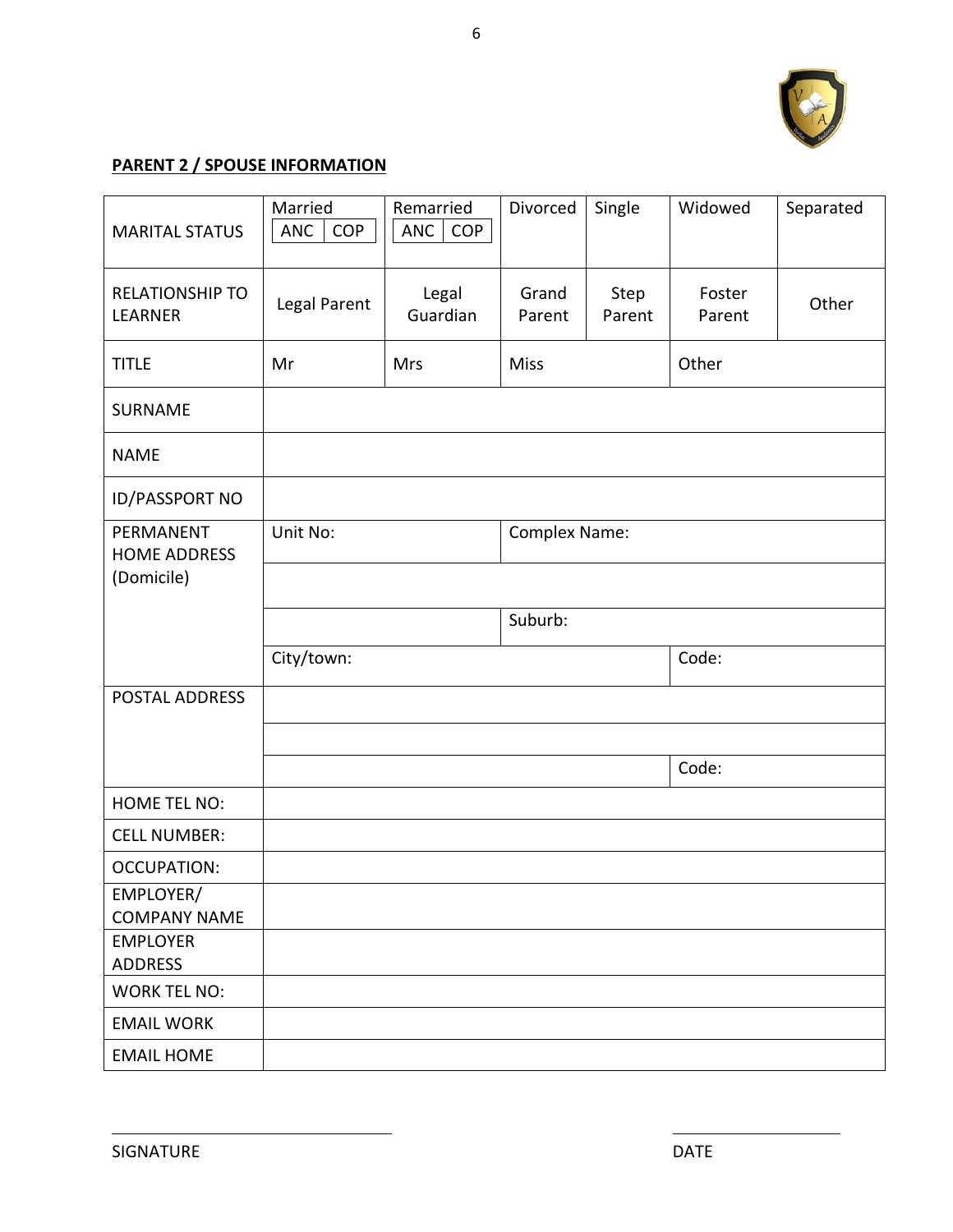## PARENT 2 / SPOUSE INFORMATION

| | | | | | | |
|---|---|---|---|---|---|---|
| MARITAL STATUS | Married<br>ANC \| COP | Remarried<br>ANC \| COP | Divorced | Single | Widowed | Separated |
| RELATIONSHIP TO LEARNER | Legal Parent | Legal Guardian | Grand Parent | Step Parent | Foster Parent | Other |
| TITLE | Mr | Mrs | Miss | | Other | |
| SURNAME | | | | | | |
| NAME | | | | | | |
| ID/PASSPORT NO | | | | | | |
| PERMANENT HOME ADDRESS (Domicile) | Unit No: | | Complex Name: | | | |
| | | | | | | |
| | | | Suburb: | | | |
| | City/town: | | | | Code: | |
| POSTAL ADDRESS | | | | | | |
| | | | | | | |
| | | | | | Code: | |
| HOME TEL NO: | | | | | | |
| CELL NUMBER: | | | | | | |
| OCCUPATION: | | | | | | |
| EMPLOYER/ COMPANY NAME | | | | | | |
| EMPLOYER ADDRESS | | | | | | |
| WORK TEL NO: | | | | | | |
| EMAIL WORK | | | | | | |
| EMAIL HOME | | | | | | |

_______________________ SIGNATURE

_______________________ DATE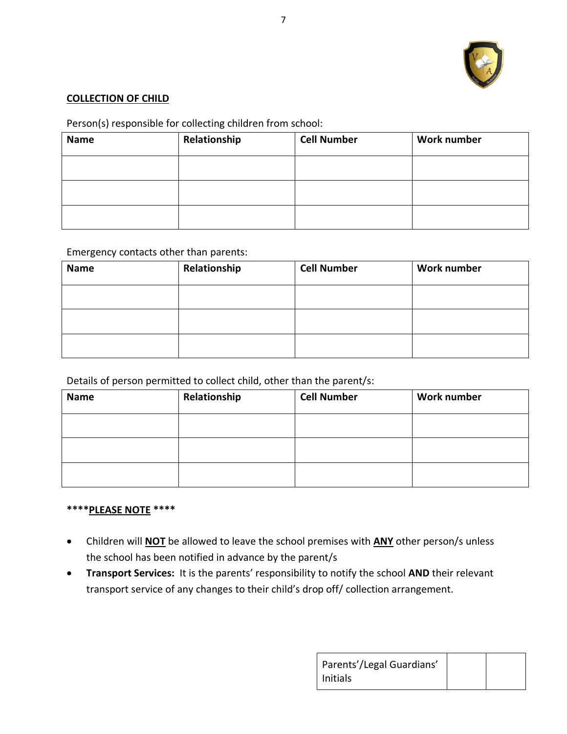**<u>COLLECTION OF CHILD</u>**

Person(s) responsible for collecting children from school:

| Name | Relationship | Cell Number | Work number |
|---|---|---|---|
| | | | |
| | | | |
| | | | |

Emergency contacts other than parents:

| Name | Relationship | Cell Number | Work number |
|---|---|---|---|
| | | | |
| | | | |
| | | | |

Details of person permitted to collect child, other than the parent/s:

| Name | Relationship | Cell Number | Work number |
|---|---|---|---|
| | | | |
| | | | |
| | | | |

**\*\*\*\*<u>PLEASE NOTE</u> \*\*\*\***

- Children will **<u>NOT</u>** be allowed to leave the school premises with **<u>ANY</u>** other person/s unless the school has been notified in advance by the parent/s
- **Transport Services:** It is the parents' responsibility to notify the school **AND** their relevant transport service of any changes to their child's drop off/ collection arrangement.

| Parents'/Legal Guardians' Initials | | |
|---|---|---|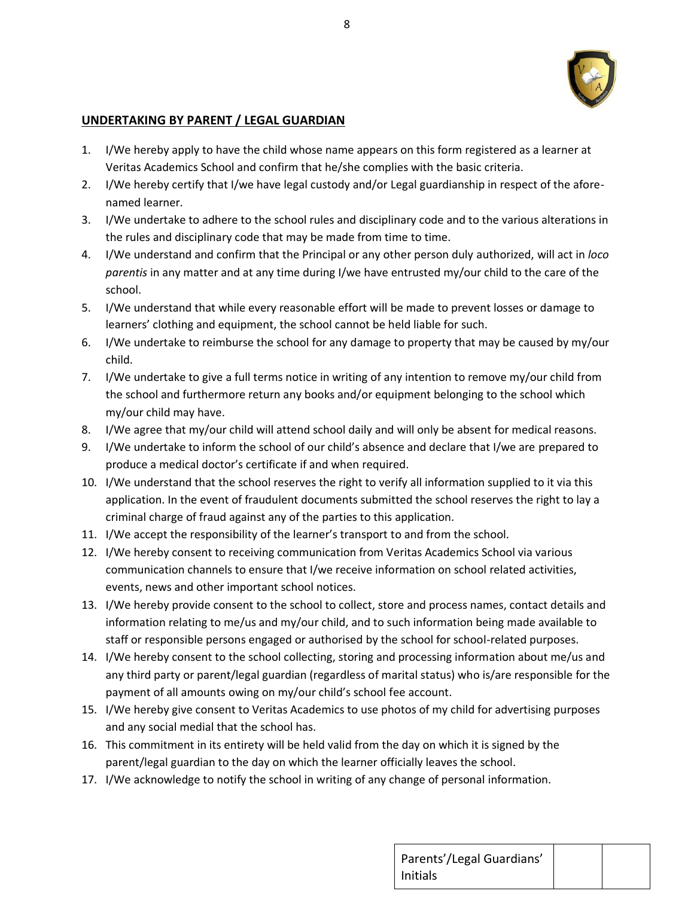## UNDERTAKING BY PARENT / LEGAL GUARDIAN

1. I/We hereby apply to have the child whose name appears on this form registered as a learner at Veritas Academics School and confirm that he/she complies with the basic criteria.
2. I/We hereby certify that I/we have legal custody and/or Legal guardianship in respect of the afore-named learner.
3. I/We undertake to adhere to the school rules and disciplinary code and to the various alterations in the rules and disciplinary code that may be made from time to time.
4. I/We understand and confirm that the Principal or any other person duly authorized, will act in *loco parentis* in any matter and at any time during I/we have entrusted my/our child to the care of the school.
5. I/We understand that while every reasonable effort will be made to prevent losses or damage to learners' clothing and equipment, the school cannot be held liable for such.
6. I/We undertake to reimburse the school for any damage to property that may be caused by my/our child.
7. I/We undertake to give a full terms notice in writing of any intention to remove my/our child from the school and furthermore return any books and/or equipment belonging to the school which my/our child may have.
8. I/We agree that my/our child will attend school daily and will only be absent for medical reasons.
9. I/We undertake to inform the school of our child's absence and declare that I/we are prepared to produce a medical doctor's certificate if and when required.
10. I/We understand that the school reserves the right to verify all information supplied to it via this application. In the event of fraudulent documents submitted the school reserves the right to lay a criminal charge of fraud against any of the parties to this application.
11. I/We accept the responsibility of the learner's transport to and from the school.
12. I/We hereby consent to receiving communication from Veritas Academics School via various communication channels to ensure that I/we receive information on school related activities, events, news and other important school notices.
13. I/We hereby provide consent to the school to collect, store and process names, contact details and information relating to me/us and my/our child, and to such information being made available to staff or responsible persons engaged or authorised by the school for school-related purposes.
14. I/We hereby consent to the school collecting, storing and processing information about me/us and any third party or parent/legal guardian (regardless of marital status) who is/are responsible for the payment of all amounts owing on my/our child's school fee account.
15. I/We hereby give consent to Veritas Academics to use photos of my child for advertising purposes and any social medial that the school has.
16. This commitment in its entirety will be held valid from the day on which it is signed by the parent/legal guardian to the day on which the learner officially leaves the school.
17. I/We acknowledge to notify the school in writing of any change of personal information.

| Parents'/Legal Guardians' Initials | | |
|---|---|---|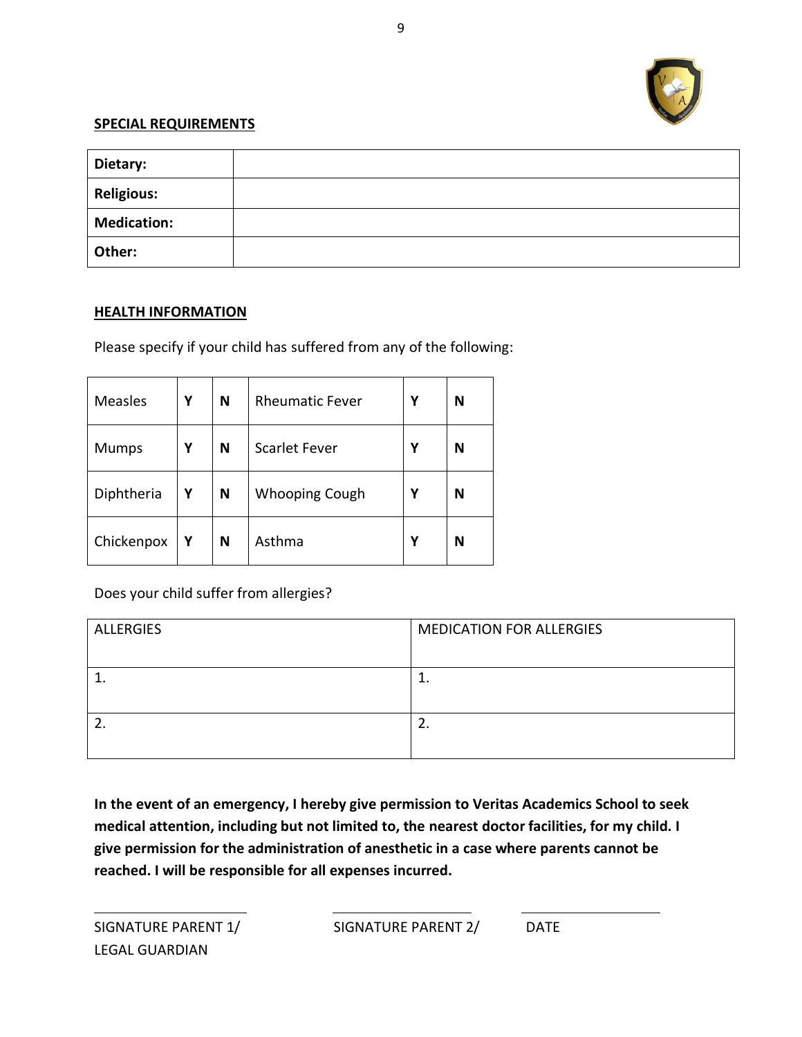## SPECIAL REQUIREMENTS

| **Dietary:** | |
|---|---|
| **Religious:** | |
| **Medication:** | |
| **Other:** | |

## HEALTH INFORMATION

Please specify if your child has suffered from any of the following:

| | | | | | |
|---|---|---|---|---|---|
| Measles | **Y** | **N** | Rheumatic Fever | **Y** | **N** |
| Mumps | **Y** | **N** | Scarlet Fever | **Y** | **N** |
| Diphtheria | **Y** | **N** | Whooping Cough | **Y** | **N** |
| Chickenpox | **Y** | **N** | Asthma | **Y** | **N** |

Does your child suffer from allergies?

| ALLERGIES | MEDICATION FOR ALLERGIES |
|---|---|
| 1. | 1. |
| 2. | 2. |

**In the event of an emergency, I hereby give permission to Veritas Academics School to seek medical attention, including but not limited to, the nearest doctor facilities, for my child. I give permission for the administration of anesthetic in a case where parents cannot be reached. I will be responsible for all expenses incurred.**

______________________ ______________________ ______________________

SIGNATURE PARENT 1/ LEGAL GUARDIAN SIGNATURE PARENT 2/ DATE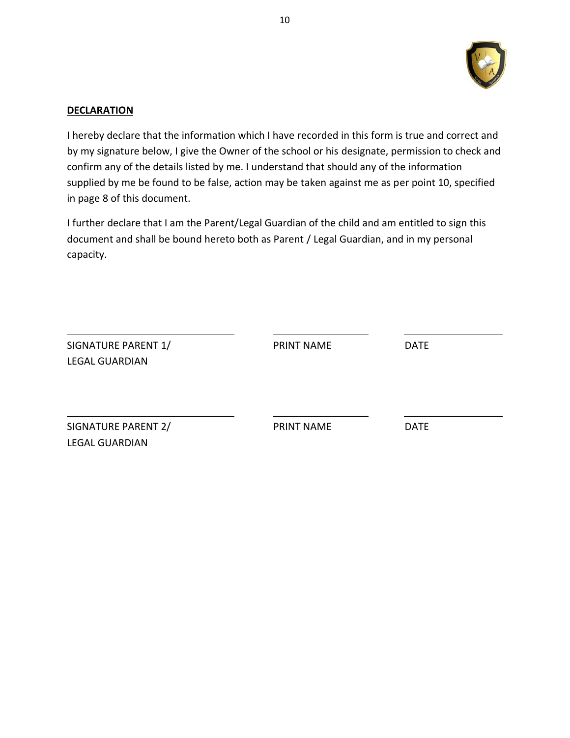## DECLARATION

I hereby declare that the information which I have recorded in this form is true and correct and by my signature below, I give the Owner of the school or his designate, permission to check and confirm any of the details listed by me. I understand that should any of the information supplied by me be found to be false, action may be taken against me as per point 10, specified in page 8 of this document.

I further declare that I am the Parent/Legal Guardian of the child and am entitled to sign this document and shall be bound hereto both as Parent / Legal Guardian, and in my personal capacity.

| ______________________ | ______________ | ______________ |
|---|---|---|
| SIGNATURE PARENT 1/ LEGAL GUARDIAN | PRINT NAME | DATE |
| ______________________ | ______________ | ______________ |
| SIGNATURE PARENT 2/ LEGAL GUARDIAN | PRINT NAME | DATE |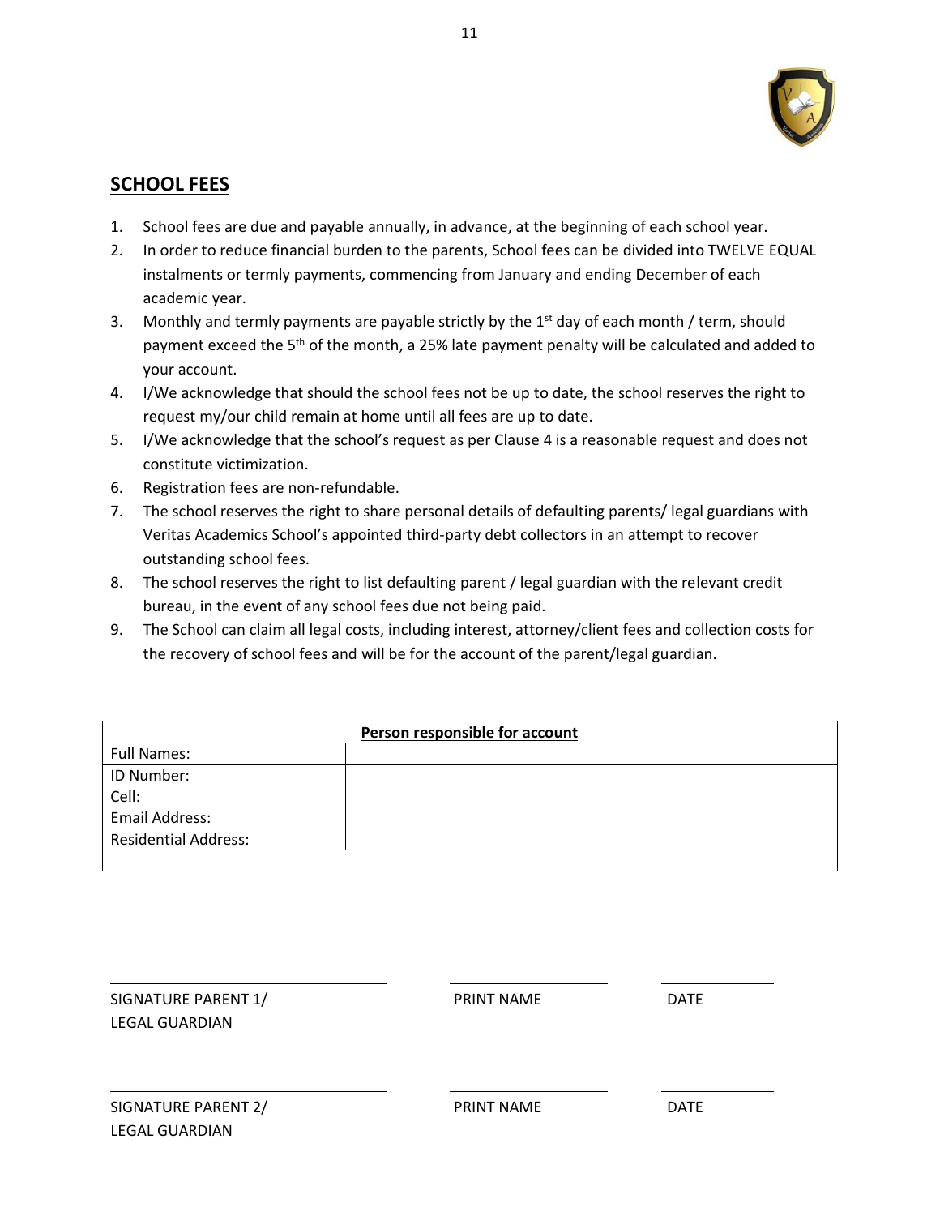## SCHOOL FEES

1. School fees are due and payable annually, in advance, at the beginning of each school year.
2. In order to reduce financial burden to the parents, School fees can be divided into TWELVE EQUAL instalments or termly payments, commencing from January and ending December of each academic year.
3. Monthly and termly payments are payable strictly by the 1st day of each month / term, should payment exceed the 5th of the month, a 25% late payment penalty will be calculated and added to your account.
4. I/We acknowledge that should the school fees not be up to date, the school reserves the right to request my/our child remain at home until all fees are up to date.
5. I/We acknowledge that the school's request as per Clause 4 is a reasonable request and does not constitute victimization.
6. Registration fees are non-refundable.
7. The school reserves the right to share personal details of defaulting parents/ legal guardians with Veritas Academics School's appointed third-party debt collectors in an attempt to recover outstanding school fees.
8. The school reserves the right to list defaulting parent / legal guardian with the relevant credit bureau, in the event of any school fees due not being paid.
9. The School can claim all legal costs, including interest, attorney/client fees and collection costs for the recovery of school fees and will be for the account of the parent/legal guardian.

| **Person responsible for account** | |
|---|---|
| Full Names: | |
| ID Number: | |
| Cell: | |
| Email Address: | |
| Residential Address: | |
| | |

| | | |
|---|---|---|
| SIGNATURE PARENT 1/ LEGAL GUARDIAN | PRINT NAME | DATE |
| SIGNATURE PARENT 2/ LEGAL GUARDIAN | PRINT NAME | DATE |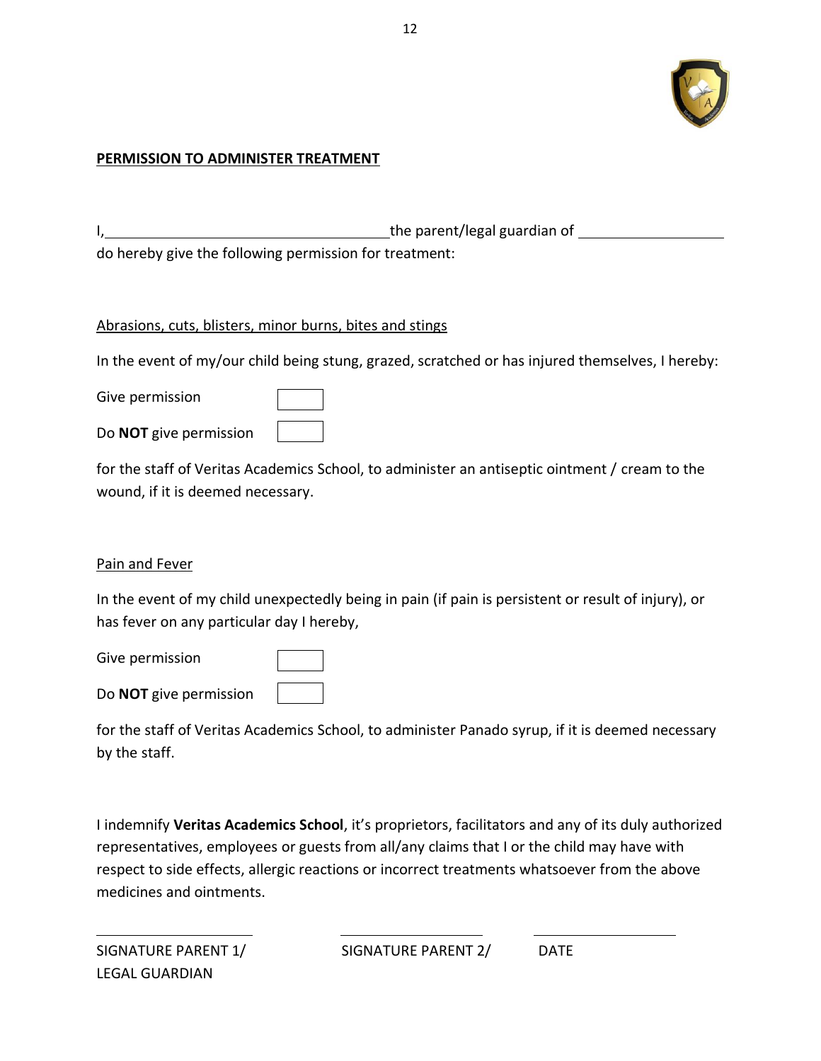**PERMISSION TO ADMINISTER TREATMENT**

I, ______________________________ the parent/legal guardian of ________________ do hereby give the following permission for treatment:

Abrasions, cuts, blisters, minor burns, bites and stings

In the event of my/our child being stung, grazed, scratched or has injured themselves, I hereby:

Give permission ☐

Do **NOT** give permission ☐

for the staff of Veritas Academics School, to administer an antiseptic ointment / cream to the wound, if it is deemed necessary.

Pain and Fever

In the event of my child unexpectedly being in pain (if pain is persistent or result of injury), or has fever on any particular day I hereby,

Give permission ☐

Do **NOT** give permission ☐

for the staff of Veritas Academics School, to administer Panado syrup, if it is deemed necessary by the staff.

I indemnify **Veritas Academics School**, it's proprietors, facilitators and any of its duly authorized representatives, employees or guests from all/any claims that I or the child may have with respect to side effects, allergic reactions or incorrect treatments whatsoever from the above medicines and ointments.

| | | |
|---|---|---|
| ____________________ | ____________________ | ____________________ |
| SIGNATURE PARENT 1/ LEGAL GUARDIAN | SIGNATURE PARENT 2/ | DATE |